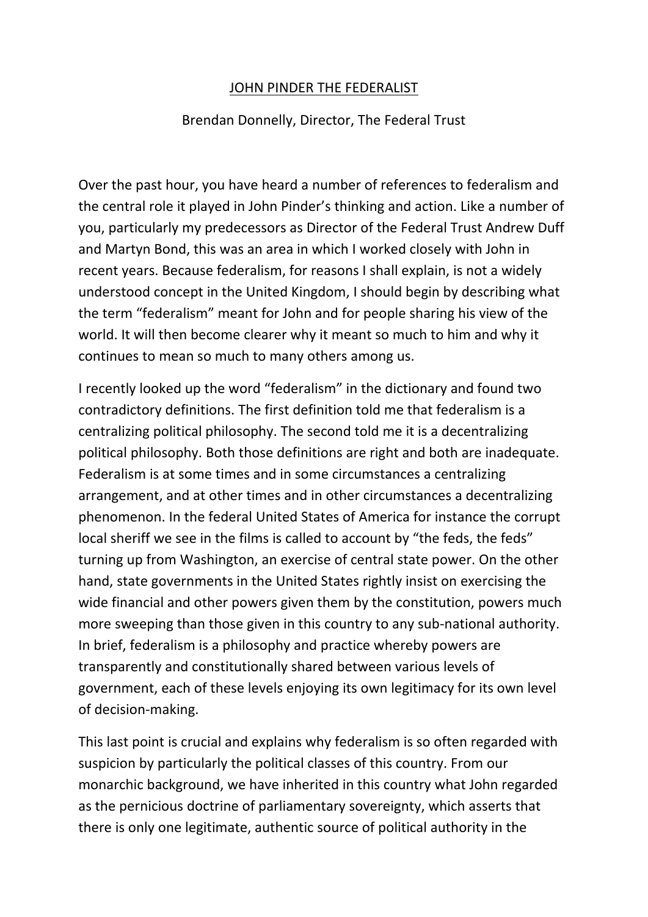# JOHN PINDER THE FEDERALIST

Brendan Donnelly, Director, The Federal Trust

Over the past hour, you have heard a number of references to federalism and the central role it played in John Pinder's thinking and action. Like a number of you, particularly my predecessors as Director of the Federal Trust Andrew Duff and Martyn Bond, this was an area in which I worked closely with John in recent years. Because federalism, for reasons I shall explain, is not a widely understood concept in the United Kingdom, I should begin by describing what the term "federalism" meant for John and for people sharing his view of the world. It will then become clearer why it meant so much to him and why it continues to mean so much to many others among us.

I recently looked up the word "federalism" in the dictionary and found two contradictory definitions. The first definition told me that federalism is a centralizing political philosophy. The second told me it is a decentralizing political philosophy. Both those definitions are right and both are inadequate. Federalism is at some times and in some circumstances a centralizing arrangement, and at other times and in other circumstances a decentralizing phenomenon. In the federal United States of America for instance the corrupt local sheriff we see in the films is called to account by "the feds, the feds" turning up from Washington, an exercise of central state power. On the other hand, state governments in the United States rightly insist on exercising the wide financial and other powers given them by the constitution, powers much more sweeping than those given in this country to any sub-national authority. In brief, federalism is a philosophy and practice whereby powers are transparently and constitutionally shared between various levels of government, each of these levels enjoying its own legitimacy for its own level of decision-making.

This last point is crucial and explains why federalism is so often regarded with suspicion by particularly the political classes of this country. From our monarchic background, we have inherited in this country what John regarded as the pernicious doctrine of parliamentary sovereignty, which asserts that there is only one legitimate, authentic source of political authority in the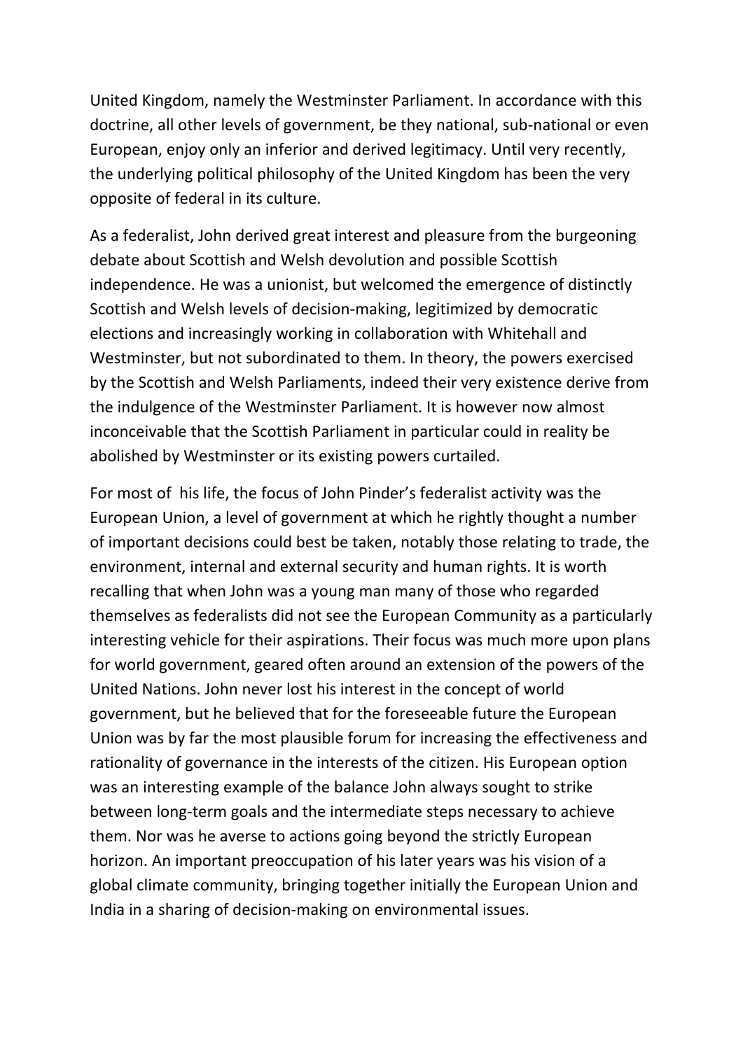United Kingdom, namely the Westminster Parliament. In accordance with this doctrine, all other levels of government, be they national, sub-national or even European, enjoy only an inferior and derived legitimacy. Until very recently, the underlying political philosophy of the United Kingdom has been the very opposite of federal in its culture.

As a federalist, John derived great interest and pleasure from the burgeoning debate about Scottish and Welsh devolution and possible Scottish independence. He was a unionist, but welcomed the emergence of distinctly Scottish and Welsh levels of decision-making, legitimized by democratic elections and increasingly working in collaboration with Whitehall and Westminster, but not subordinated to them. In theory, the powers exercised by the Scottish and Welsh Parliaments, indeed their very existence derive from the indulgence of the Westminster Parliament. It is however now almost inconceivable that the Scottish Parliament in particular could in reality be abolished by Westminster or its existing powers curtailed.

For most of his life, the focus of John Pinder's federalist activity was the European Union, a level of government at which he rightly thought a number of important decisions could best be taken, notably those relating to trade, the environment, internal and external security and human rights. It is worth recalling that when John was a young man many of those who regarded themselves as federalists did not see the European Community as a particularly interesting vehicle for their aspirations. Their focus was much more upon plans for world government, geared often around an extension of the powers of the United Nations. John never lost his interest in the concept of world government, but he believed that for the foreseeable future the European Union was by far the most plausible forum for increasing the effectiveness and rationality of governance in the interests of the citizen. His European option was an interesting example of the balance John always sought to strike between long-term goals and the intermediate steps necessary to achieve them. Nor was he averse to actions going beyond the strictly European horizon. An important preoccupation of his later years was his vision of a global climate community, bringing together initially the European Union and India in a sharing of decision-making on environmental issues.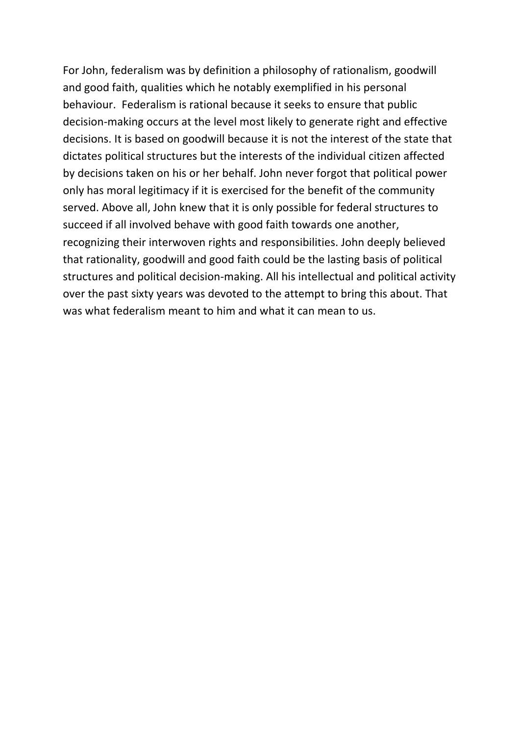For John, federalism was by definition a philosophy of rationalism, goodwill and good faith, qualities which he notably exemplified in his personal behaviour. Federalism is rational because it seeks to ensure that public decision-making occurs at the level most likely to generate right and effective decisions. It is based on goodwill because it is not the interest of the state that dictates political structures but the interests of the individual citizen affected by decisions taken on his or her behalf. John never forgot that political power only has moral legitimacy if it is exercised for the benefit of the community served. Above all, John knew that it is only possible for federal structures to succeed if all involved behave with good faith towards one another, recognizing their interwoven rights and responsibilities. John deeply believed that rationality, goodwill and good faith could be the lasting basis of political structures and political decision-making. All his intellectual and political activity over the past sixty years was devoted to the attempt to bring this about. That was what federalism meant to him and what it can mean to us.